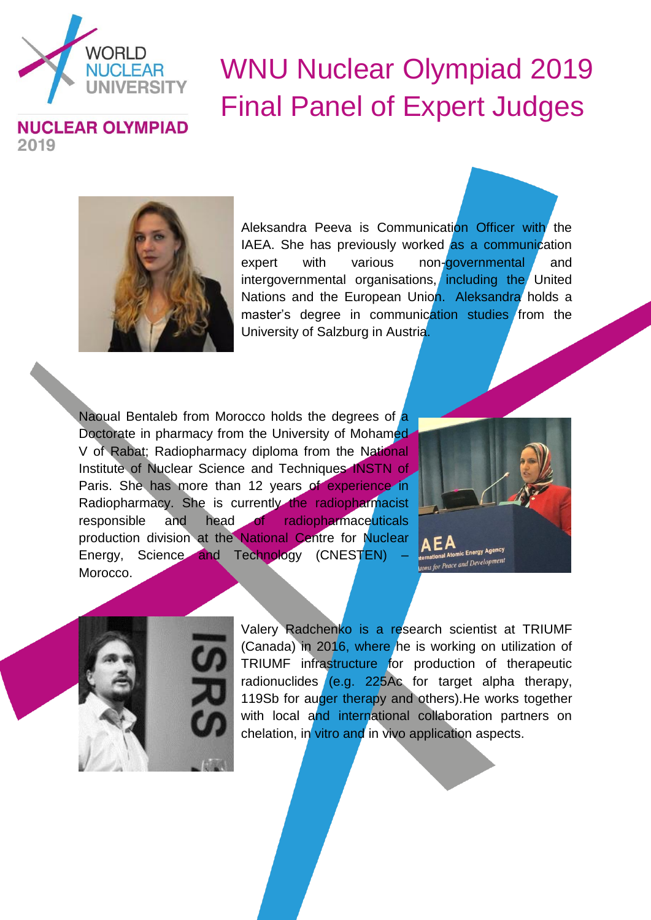WORLD NUCLEAR UNIVERSITY

**NUCLEAR OLYMPIAD 2019**

# WNU Nuclear Olympiad 2019 Final Panel of Expert Judges

Aleksandra Peeva is Communication Officer with the IAEA. She has previously worked as a communication expert with various non-governmental and intergovernmental organisations, including the United Nations and the European Union. Aleksandra holds a master's degree in communication studies from the University of Salzburg in Austria.

Naoual Bentaleb from Morocco holds the degrees of a Doctorate in pharmacy from the University of Mohamed V of Rabat; Radiopharmacy diploma from the National Institute of Nuclear Science and Techniques INSTN of Paris. She has more than 12 years of experience in Radiopharmacy. She is currently the radiopharmacist responsible and head of radiopharmaceuticals production division at the National Centre for Nuclear Energy, Science and Technology (CNESTEN) – Morocco.

Valery Radchenko is a research scientist at TRIUMF (Canada) in 2016, where he is working on utilization of TRIUMF infrastructure for production of therapeutic radionuclides (e.g. 225Ac for target alpha therapy, 119Sb for auger therapy and others).He works together with local and international collaboration partners on chelation, in vitro and in vivo application aspects.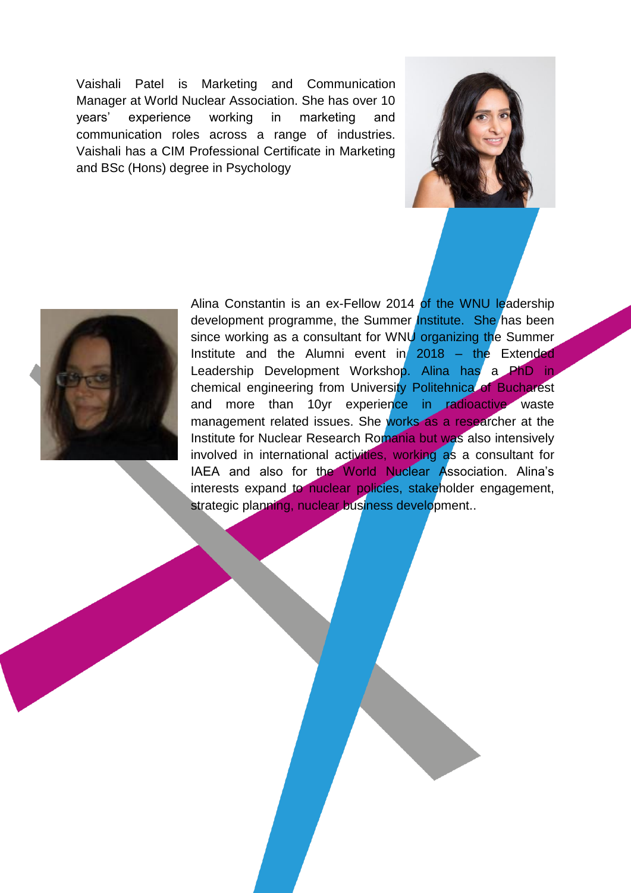Vaishali Patel is Marketing and Communication Manager at World Nuclear Association. She has over 10 years' experience working in marketing and communication roles across a range of industries. Vaishali has a CIM Professional Certificate in Marketing and BSc (Hons) degree in Psychology

Alina Constantin is an ex-Fellow 2014 of the WNU leadership development programme, the Summer Institute. She has been since working as a consultant for WNU organizing the Summer Institute and the Alumni event in 2018 – the Extended Leadership Development Workshop. Alina has a PhD in chemical engineering from University Politehnica of Bucharest and more than 10yr experience in radioactive waste management related issues. She works as a researcher at the Institute for Nuclear Research Romania but was also intensively involved in international activities, working as a consultant for IAEA and also for the World Nuclear Association. Alina's interests expand to nuclear policies, stakeholder engagement, strategic planning, nuclear business development..